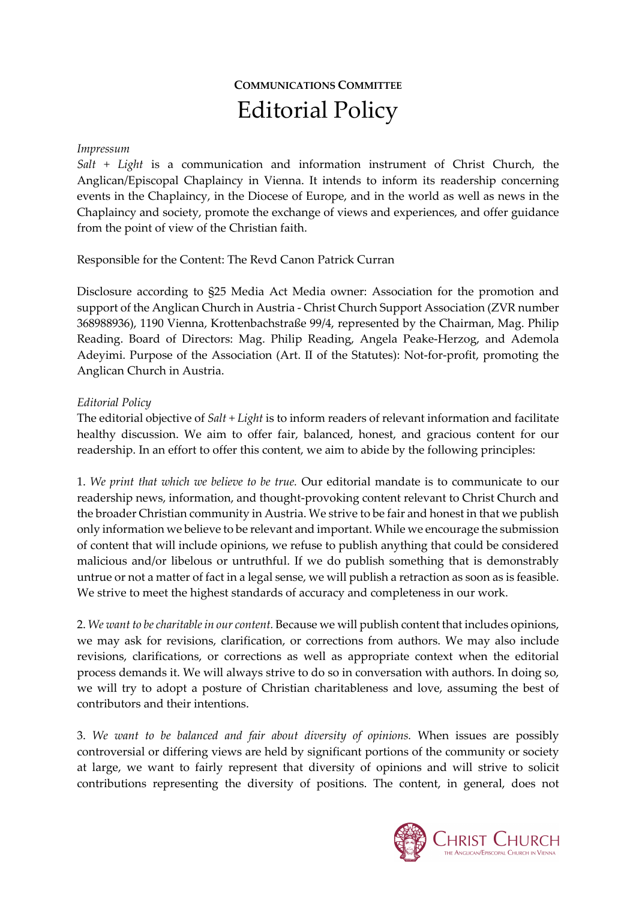**COMMUNICATIONS COMMITTEE**

# Editorial Policy

*Impressum*

*Salt + Light* is a communication and information instrument of Christ Church, the Anglican/Episcopal Chaplaincy in Vienna. It intends to inform its readership concerning events in the Chaplaincy, in the Diocese of Europe, and in the world as well as news in the Chaplaincy and society, promote the exchange of views and experiences, and offer guidance from the point of view of the Christian faith.

Responsible for the Content: The Revd Canon Patrick Curran

Disclosure according to §25 Media Act Media owner: Association for the promotion and support of the Anglican Church in Austria - Christ Church Support Association (ZVR number 368988936), 1190 Vienna, Krottenbachstraße 99/4, represented by the Chairman, Mag. Philip Reading. Board of Directors: Mag. Philip Reading, Angela Peake-Herzog, and Ademola Adeyimi. Purpose of the Association (Art. II of the Statutes): Not-for-profit, promoting the Anglican Church in Austria.

*Editorial Policy*

The editorial objective of *Salt + Light* is to inform readers of relevant information and facilitate healthy discussion. We aim to offer fair, balanced, honest, and gracious content for our readership. In an effort to offer this content, we aim to abide by the following principles:

1. *We print that which we believe to be true.* Our editorial mandate is to communicate to our readership news, information, and thought-provoking content relevant to Christ Church and the broader Christian community in Austria. We strive to be fair and honest in that we publish only information we believe to be relevant and important. While we encourage the submission of content that will include opinions, we refuse to publish anything that could be considered malicious and/or libelous or untruthful. If we do publish something that is demonstrably untrue or not a matter of fact in a legal sense, we will publish a retraction as soon as is feasible. We strive to meet the highest standards of accuracy and completeness in our work.

2. *We want to be charitable in our content.* Because we will publish content that includes opinions, we may ask for revisions, clarification, or corrections from authors. We may also include revisions, clarifications, or corrections as well as appropriate context when the editorial process demands it. We will always strive to do so in conversation with authors. In doing so, we will try to adopt a posture of Christian charitableness and love, assuming the best of contributors and their intentions.

3. *We want to be balanced and fair about diversity of opinions.* When issues are possibly controversial or differing views are held by significant portions of the community or society at large, we want to fairly represent that diversity of opinions and will strive to solicit contributions representing the diversity of positions. The content, in general, does not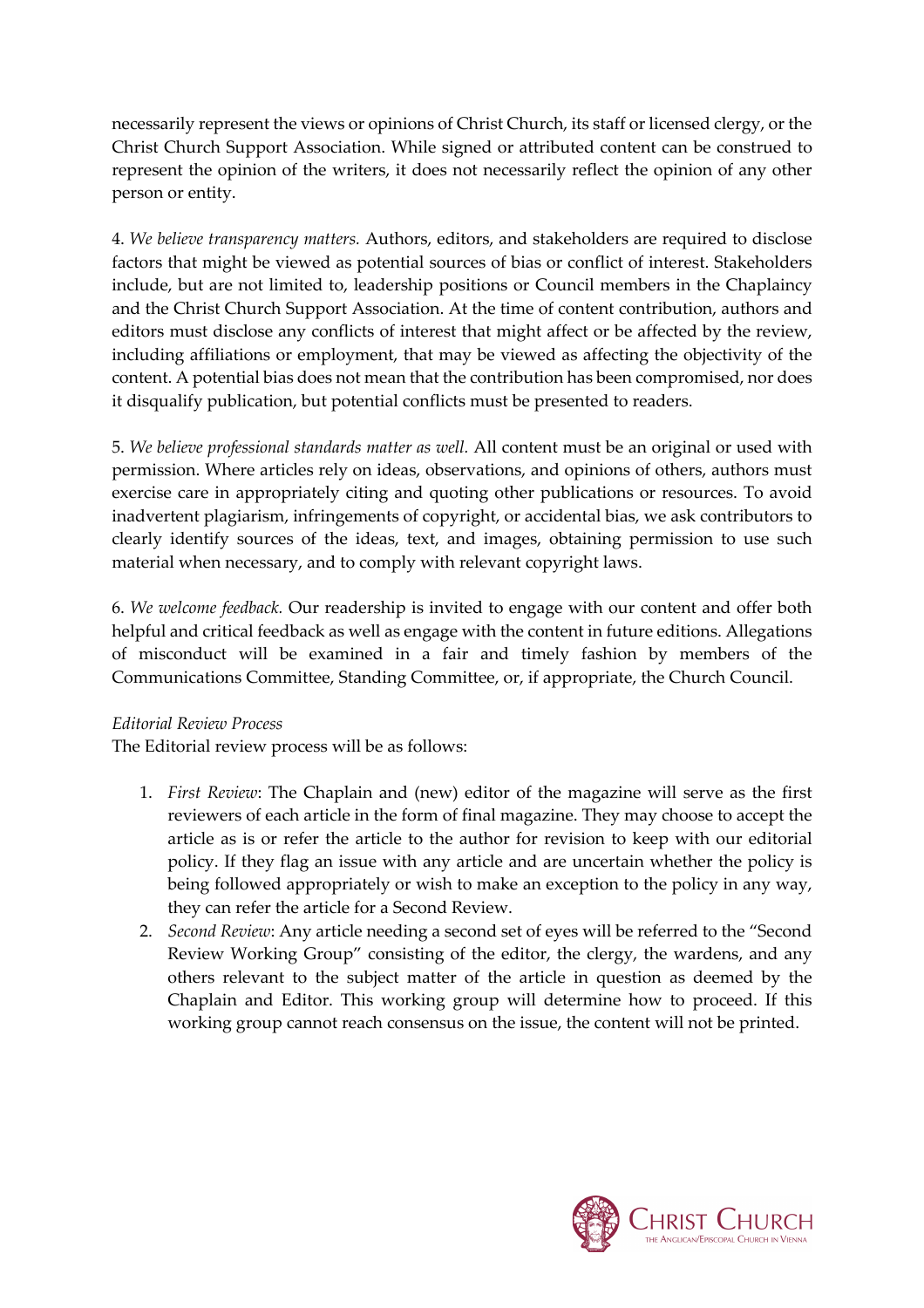necessarily represent the views or opinions of Christ Church, its staff or licensed clergy, or the Christ Church Support Association. While signed or attributed content can be construed to represent the opinion of the writers, it does not necessarily reflect the opinion of any other person or entity.

4. *We believe transparency matters.* Authors, editors, and stakeholders are required to disclose factors that might be viewed as potential sources of bias or conflict of interest. Stakeholders include, but are not limited to, leadership positions or Council members in the Chaplaincy and the Christ Church Support Association. At the time of content contribution, authors and editors must disclose any conflicts of interest that might affect or be affected by the review, including affiliations or employment, that may be viewed as affecting the objectivity of the content. A potential bias does not mean that the contribution has been compromised, nor does it disqualify publication, but potential conflicts must be presented to readers.

5. *We believe professional standards matter as well.* All content must be an original or used with permission. Where articles rely on ideas, observations, and opinions of others, authors must exercise care in appropriately citing and quoting other publications or resources. To avoid inadvertent plagiarism, infringements of copyright, or accidental bias, we ask contributors to clearly identify sources of the ideas, text, and images, obtaining permission to use such material when necessary, and to comply with relevant copyright laws.

6. *We welcome feedback.* Our readership is invited to engage with our content and offer both helpful and critical feedback as well as engage with the content in future editions. Allegations of misconduct will be examined in a fair and timely fashion by members of the Communications Committee, Standing Committee, or, if appropriate, the Church Council.

*Editorial Review Process*

The Editorial review process will be as follows:

1. *First Review*: The Chaplain and (new) editor of the magazine will serve as the first reviewers of each article in the form of final magazine. They may choose to accept the article as is or refer the article to the author for revision to keep with our editorial policy. If they flag an issue with any article and are uncertain whether the policy is being followed appropriately or wish to make an exception to the policy in any way, they can refer the article for a Second Review.
2. *Second Review*: Any article needing a second set of eyes will be referred to the "Second Review Working Group" consisting of the editor, the clergy, the wardens, and any others relevant to the subject matter of the article in question as deemed by the Chaplain and Editor. This working group will determine how to proceed. If this working group cannot reach consensus on the issue, the content will not be printed.

CHRIST CHURCH
THE ANGLICAN/EPISCOPAL CHURCH IN VIENNA